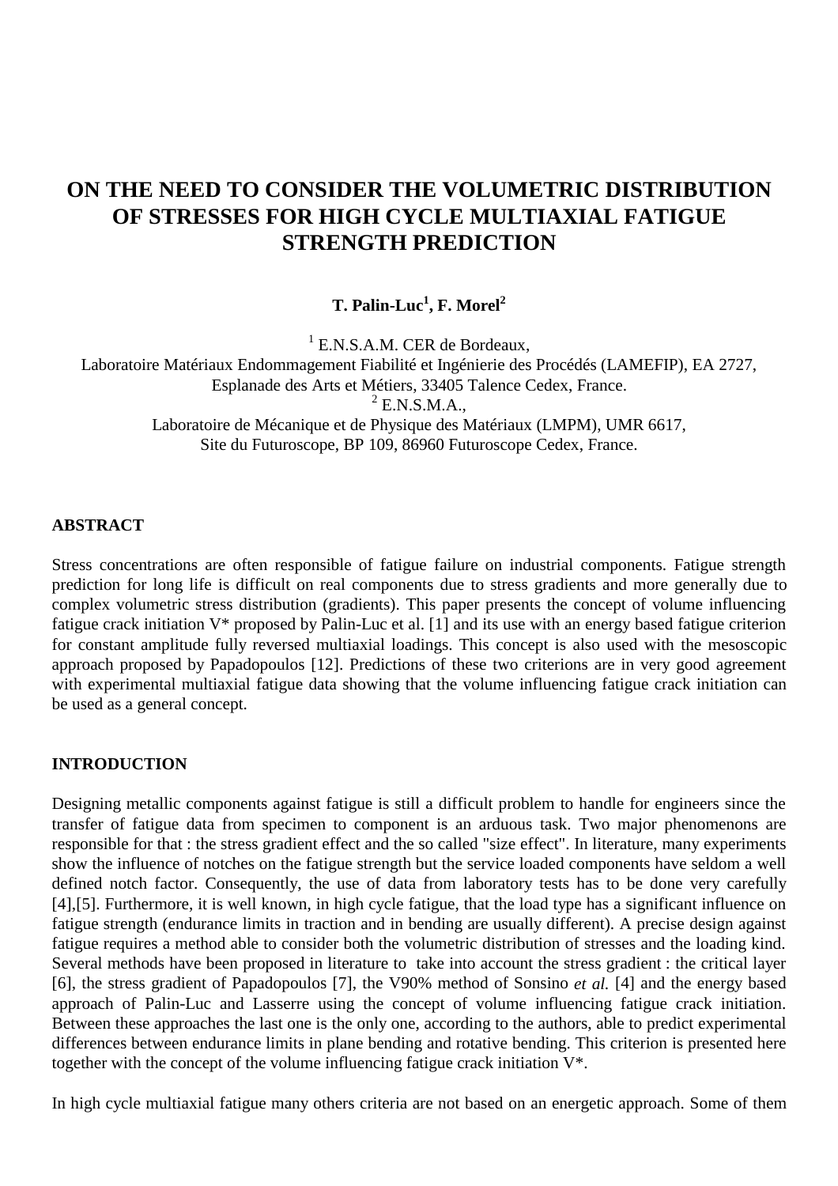# ON THE NEED TO CONSIDER THE VOLUMETRIC DISTRIBUTION OF STRESSES FOR HIGH CYCLE MULTIAXIAL FATIGUE STRENGTH PREDICTION

**T. Palin-Luc[1], F. Morel[2]**

[1] E.N.S.A.M. CER de Bordeaux,
Laboratoire Matériaux Endommagement Fiabilité et Ingénierie des Procédés (LAMEFIP), EA 2727,
Esplanade des Arts et Métiers, 33405 Talence Cedex, France.
[2] E.N.S.M.A.,
Laboratoire de Mécanique et de Physique des Matériaux (LMPM), UMR 6617,
Site du Futuroscope, BP 109, 86960 Futuroscope Cedex, France.

## ABSTRACT

Stress concentrations are often responsible of fatigue failure on industrial components. Fatigue strength prediction for long life is difficult on real components due to stress gradients and more generally due to complex volumetric stress distribution (gradients). This paper presents the concept of volume influencing fatigue crack initiation V* proposed by Palin-Luc et al. [1] and its use with an energy based fatigue criterion for constant amplitude fully reversed multiaxial loadings. This concept is also used with the mesoscopic approach proposed by Papadopoulos [12]. Predictions of these two criterions are in very good agreement with experimental multiaxial fatigue data showing that the volume influencing fatigue crack initiation can be used as a general concept.

## INTRODUCTION

Designing metallic components against fatigue is still a difficult problem to handle for engineers since the transfer of fatigue data from specimen to component is an arduous task. Two major phenomenons are responsible for that : the stress gradient effect and the so called "size effect". In literature, many experiments show the influence of notches on the fatigue strength but the service loaded components have seldom a well defined notch factor. Consequently, the use of data from laboratory tests has to be done very carefully [4],[5]. Furthermore, it is well known, in high cycle fatigue, that the load type has a significant influence on fatigue strength (endurance limits in traction and in bending are usually different). A precise design against fatigue requires a method able to consider both the volumetric distribution of stresses and the loading kind. Several methods have been proposed in literature to take into account the stress gradient : the critical layer [6], the stress gradient of Papadopoulos [7], the V90% method of Sonsino *et al.* [4] and the energy based approach of Palin-Luc and Lasserre using the concept of volume influencing fatigue crack initiation. Between these approaches the last one is the only one, according to the authors, able to predict experimental differences between endurance limits in plane bending and rotative bending. This criterion is presented here together with the concept of the volume influencing fatigue crack initiation V*.

In high cycle multiaxial fatigue many others criteria are not based on an energetic approach. Some of them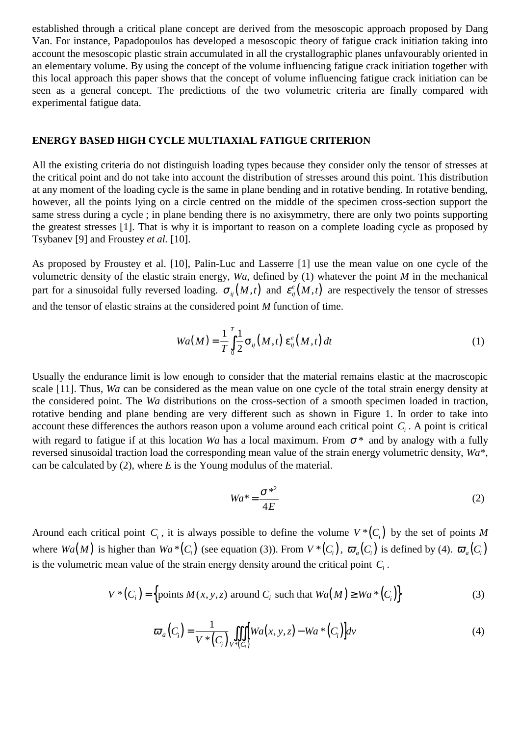established through a critical plane concept are derived from the mesoscopic approach proposed by Dang Van. For instance, Papadopoulos has developed a mesoscopic theory of fatigue crack initiation taking into account the mesoscopic plastic strain accumulated in all the crystallographic planes unfavourably oriented in an elementary volume. By using the concept of the volume influencing fatigue crack initiation together with this local approach this paper shows that the concept of volume influencing fatigue crack initiation can be seen as a general concept. The predictions of the two volumetric criteria are finally compared with experimental fatigue data.

## ENERGY BASED HIGH CYCLE MULTIAXIAL FATIGUE CRITERION

All the existing criteria do not distinguish loading types because they consider only the tensor of stresses at the critical point and do not take into account the distribution of stresses around this point. This distribution at any moment of the loading cycle is the same in plane bending and in rotative bending. In rotative bending, however, all the points lying on a circle centred on the middle of the specimen cross-section support the same stress during a cycle ; in plane bending there is no axisymmetry, there are only two points supporting the greatest stresses [1]. That is why it is important to reason on a complete loading cycle as proposed by Tsybanev [9] and Froustey *et al.* [10].

As proposed by Froustey et al. [10], Palin-Luc and Lasserre [1] use the mean value on one cycle of the volumetric density of the elastic strain energy, *Wa*, defined by (1) whatever the point *M* in the mechanical part for a sinusoidal fully reversed loading. $\sigma_{ij}(M,t)$ and $\varepsilon_{ij}^{e}(M,t)$ are respectively the tensor of stresses and the tensor of elastic strains at the considered point *M* function of time.

$$Wa(M) = \frac{1}{T}\int_0^T \frac{1}{2}\sigma_{ij}(M,t)\,\varepsilon_{ij}^{e}(M,t)\,dt \tag{1}$$

Usually the endurance limit is low enough to consider that the material remains elastic at the macroscopic scale [11]. Thus, *Wa* can be considered as the mean value on one cycle of the total strain energy density at the considered point. The *Wa* distributions on the cross-section of a smooth specimen loaded in traction, rotative bending and plane bending are very different such as shown in Figure 1. In order to take into account these differences the authors reason upon a volume around each critical point $C_i$. A point is critical with regard to fatigue if at this location *Wa* has a local maximum. From $\sigma^*$ and by analogy with a fully reversed sinusoidal traction load the corresponding mean value of the strain energy volumetric density, *Wa\**, can be calculated by (2), where *E* is the Young modulus of the material.

$$Wa^* = \frac{\sigma^{*2}}{4E} \tag{2}$$

Around each critical point $C_i$, it is always possible to define the volume $V^*(C_i)$ by the set of points *M* where $Wa(M)$ is higher than $Wa^*(C_i)$ (see equation (3)). From $V^*(C_i)$, $\varpi_a(C_i)$ is defined by (4). $\varpi_a(C_i)$ is the volumetric mean value of the strain energy density around the critical point $C_i$.

$$V^*(C_i) = \left\{\text{points } M(x,y,z) \text{ around } C_i \text{ such that } Wa(M) \geq Wa^*(C_i)\right\} \tag{3}$$

$$\varpi_a(C_i) = \frac{1}{V^*(C_i)}\iiint_{V^*(C_i)}\left[Wa(x,y,z) - Wa^*(C_i)\right]dv \tag{4}$$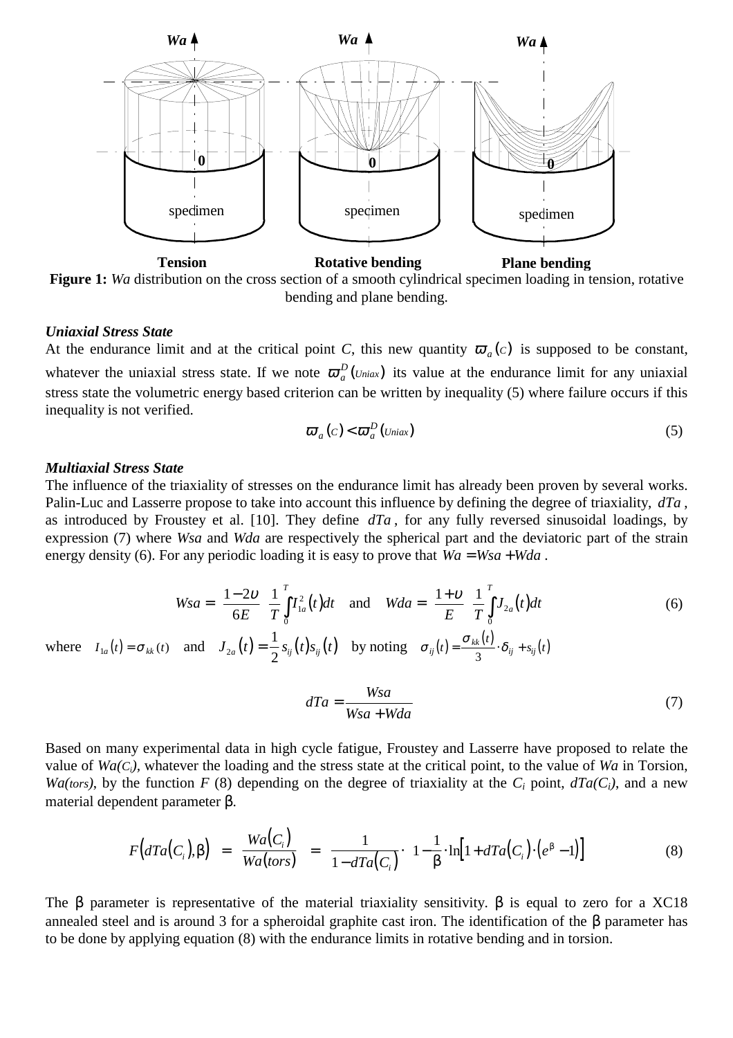Tension Rotative bending Plane bending

**Figure 1:** *Wa* distribution on the cross section of a smooth cylindrical specimen loading in tension, rotative bending and plane bending.

***Uniaxial Stress State***

At the endurance limit and at the critical point *C*, this new quantity $\varpi_a(C)$ is supposed to be constant, whatever the uniaxial stress state. If we note $\varpi_a^D(Uniax)$ its value at the endurance limit for any uniaxial stress state the volumetric energy based criterion can be written by inequality (5) where failure occurs if this inequality is not verified.

$$\varpi_a(C) < \varpi_a^D(Uniax) \tag{5}$$

***Multiaxial Stress State***

The influence of the triaxiality of stresses on the endurance limit has already been proven by several works. Palin-Luc and Lasserre propose to take into account this influence by defining the degree of triaxiality, $dTa$, as introduced by Froustey et al. [10]. They define $dTa$, for any fully reversed sinusoidal loadings, by expression (7) where *Wsa* and *Wda* are respectively the spherical part and the deviatoric part of the strain energy density (6). For any periodic loading it is easy to prove that $Wa = Wsa + Wda$.

$$Wsa = \left(\frac{1-2\upsilon}{6E}\right)\left(\frac{1}{T}\int_0^T I_{1a}^2(t)dt\right) \quad \text{and} \quad Wda = \left(\frac{1+\upsilon}{E}\right)\left(\frac{1}{T}\int_0^T J_{2a}(t)dt\right) \tag{6}$$

where $I_{1a}(t) = \sigma_{kk}(t)$ and $J_{2a}(t) = \frac{1}{2}s_{ij}(t)s_{ij}(t)$ by noting $\sigma_{ij}(t) = \frac{\sigma_{kk}(t)}{3}\cdot\delta_{ij} + s_{ij}(t)$

$$dTa = \frac{Wsa}{Wsa + Wda} \tag{7}$$

Based on many experimental data in high cycle fatigue, Froustey and Lasserre have proposed to relate the value of $Wa(C_i)$, whatever the loading and the stress state at the critical point, to the value of *Wa* in Torsion, $Wa(tors)$, by the function *F* (8) depending on the degree of triaxiality at the $C_i$ point, $dTa(C_i)$, and a new material dependent parameter β.

$$F(dTa(C_i),\beta) = \frac{Wa(C_i)}{Wa(tors)} = \frac{1}{1-dTa(C_i)}\cdot\left(1-\frac{1}{\beta}\cdot\ln\left[1+dTa(C_i)\cdot\left(e^{\beta}-1\right)\right]\right) \tag{8}$$

The β parameter is representative of the material triaxiality sensitivity. β is equal to zero for a XC18 annealed steel and is around 3 for a spheroidal graphite cast iron. The identification of the β parameter has to be done by applying equation (8) with the endurance limits in rotative bending and in torsion.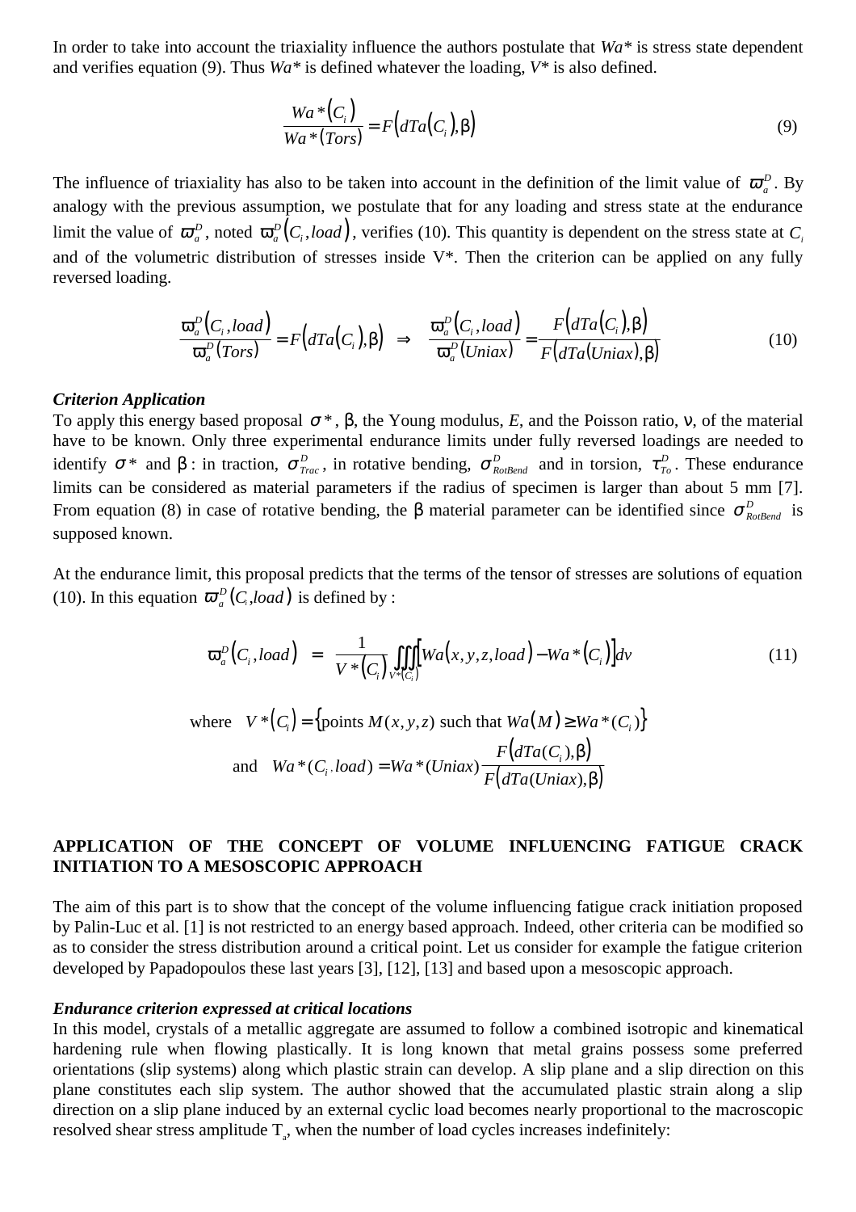In order to take into account the triaxiality influence the authors postulate that $Wa^*$ is stress state dependent and verifies equation (9). Thus $Wa^*$ is defined whatever the loading, $V^*$ is also defined.

$$\frac{Wa^*(C_i)}{Wa^*(Tors)} = F\left(dTa(C_i), \beta\right) \tag{9}$$

The influence of triaxiality has also to be taken into account in the definition of the limit value of $\varpi_a^D$. By analogy with the previous assumption, we postulate that for any loading and stress state at the endurance limit the value of $\varpi_a^D$, noted $\varpi_a^D(C_i, load)$, verifies (10). This quantity is dependent on the stress state at $C_i$ and of the volumetric distribution of stresses inside V*. Then the criterion can be applied on any fully reversed loading.

$$\frac{\varpi_a^D(C_i, load)}{\varpi_a^D(Tors)} = F\left(dTa(C_i), \beta\right) \quad \Rightarrow \quad \frac{\varpi_a^D(C_i, load)}{\varpi_a^D(Uniax)} = \frac{F\left(dTa(C_i), \beta\right)}{F\left(dTa(Uniax), \beta\right)} \tag{10}$$

***Criterion Application***

To apply this energy based proposal $\sigma^*$, $\beta$, the Young modulus, $E$, and the Poisson ratio, $\nu$, of the material have to be known. Only three experimental endurance limits under fully reversed loadings are needed to identify $\sigma^*$ and $\beta$: in traction, $\sigma_{Trac}^D$, in rotative bending, $\sigma_{RotBend}^D$ and in torsion, $\tau_{To}^D$. These endurance limits can be considered as material parameters if the radius of specimen is larger than about 5 mm [7]. From equation (8) in case of rotative bending, the $\beta$ material parameter can be identified since $\sigma_{RotBend}^D$ is supposed known.

At the endurance limit, this proposal predicts that the terms of the tensor of stresses are solutions of equation (10). In this equation $\varpi_a^D(C_i, load)$ is defined by :

$$\varpi_a^D(C_i, load) = \frac{1}{V^*(C_i)} \iiint_{V^*(C_i)} \left[Wa(x, y, z, load) - Wa^*(C_i)\right] dv \tag{11}$$

$$\text{where} \quad V^*(C_i) = \left\{\text{points } M(x, y, z) \text{ such that } Wa(M) \geq Wa^*(C_i)\right\}$$

$$\text{and} \quad Wa^*(C_i, load) = Wa^*(Uniax) \frac{F\left(dTa(C_i), \beta\right)}{F\left(dTa(Uniax), \beta\right)}$$

## APPLICATION OF THE CONCEPT OF VOLUME INFLUENCING FATIGUE CRACK INITIATION TO A MESOSCOPIC APPROACH

The aim of this part is to show that the concept of the volume influencing fatigue crack initiation proposed by Palin-Luc et al. [1] is not restricted to an energy based approach. Indeed, other criteria can be modified so as to consider the stress distribution around a critical point. Let us consider for example the fatigue criterion developed by Papadopoulos these last years [3], [12], [13] and based upon a mesoscopic approach.

***Endurance criterion expressed at critical locations***

In this model, crystals of a metallic aggregate are assumed to follow a combined isotropic and kinematical hardening rule when flowing plastically. It is long known that metal grains possess some preferred orientations (slip systems) along which plastic strain can develop. A slip plane and a slip direction on this plane constitutes each slip system. The author showed that the accumulated plastic strain along a slip direction on a slip plane induced by an external cyclic load becomes nearly proportional to the macroscopic resolved shear stress amplitude $T_a$, when the number of load cycles increases indefinitely: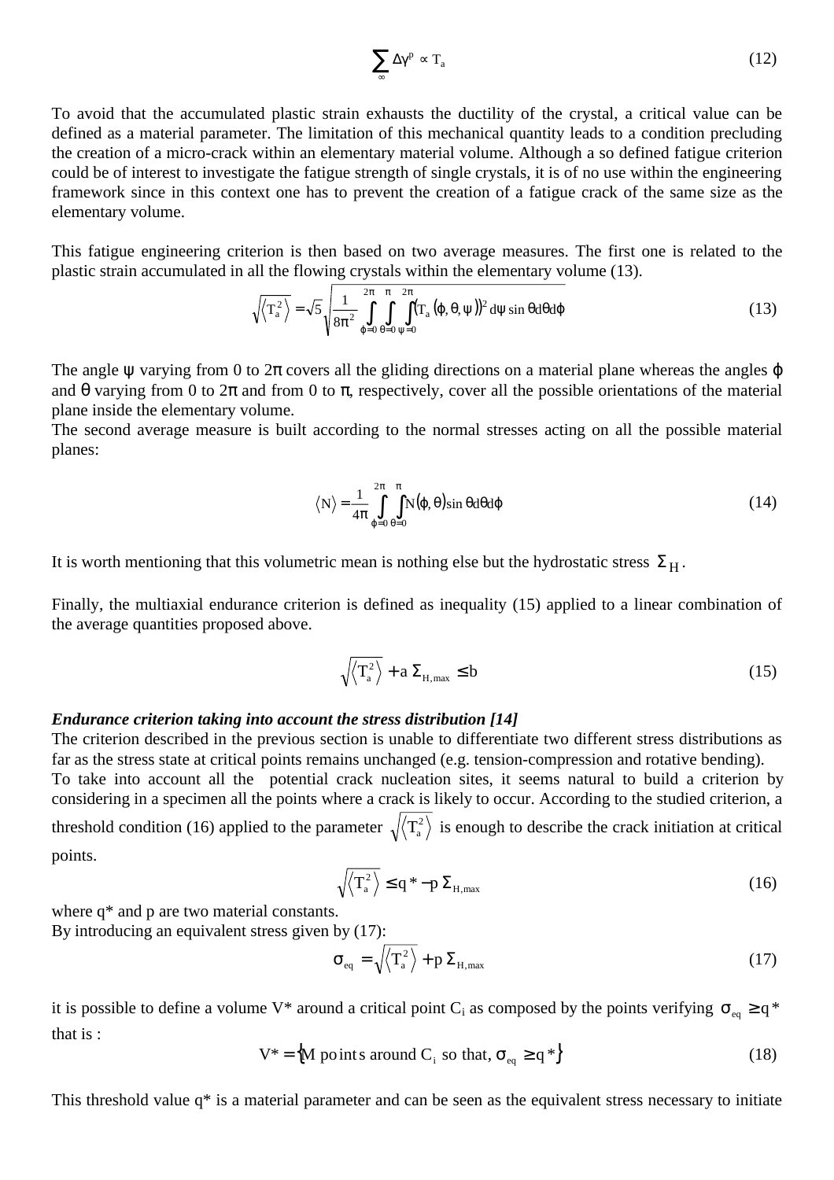$$\sum_{\infty} \Delta\gamma^{p} \propto T_{a} \tag{12}$$

To avoid that the accumulated plastic strain exhausts the ductility of the crystal, a critical value can be defined as a material parameter. The limitation of this mechanical quantity leads to a condition precluding the creation of a micro-crack within an elementary material volume. Although a so defined fatigue criterion could be of interest to investigate the fatigue strength of single crystals, it is of no use within the engineering framework since in this context one has to prevent the creation of a fatigue crack of the same size as the elementary volume.

This fatigue engineering criterion is then based on two average measures. The first one is related to the plastic strain accumulated in all the flowing crystals within the elementary volume (13).

$$\sqrt{\left\langle T_a^2 \right\rangle} = \sqrt{5}\sqrt{\frac{1}{8\pi^2}\int_{\varphi=0}^{2\pi}\int_{\theta=0}^{\pi}\int_{\psi=0}^{2\pi}\left(T_a\left(\varphi,\theta,\psi\right)\right)^2 d\psi \sin\theta d\theta d\varphi} \tag{13}$$

The angle $\psi$ varying from 0 to $2\pi$ covers all the gliding directions on a material plane whereas the angles $\varphi$ and $\theta$ varying from 0 to $2\pi$ and from 0 to $\pi$, respectively, cover all the possible orientations of the material plane inside the elementary volume.
The second average measure is built according to the normal stresses acting on all the possible material planes:

$$\left\langle N \right\rangle = \frac{1}{4\pi}\int_{\varphi=0}^{2\pi}\int_{\theta=0}^{\pi} N\left(\varphi,\theta\right)\sin\theta d\theta d\varphi \tag{14}$$

It is worth mentioning that this volumetric mean is nothing else but the hydrostatic stress $\Sigma_H$.

Finally, the multiaxial endurance criterion is defined as inequality (15) applied to a linear combination of the average quantities proposed above.

$$\sqrt{\left\langle T_a^2 \right\rangle} + a\,\Sigma_{H,max} \leq b \tag{15}$$

***Endurance criterion taking into account the stress distribution [14]***
The criterion described in the previous section is unable to differentiate two different stress distributions as far as the stress state at critical points remains unchanged (e.g. tension-compression and rotative bending).
To take into account all the potential crack nucleation sites, it seems natural to build a criterion by considering in a specimen all the points where a crack is likely to occur. According to the studied criterion, a threshold condition (16) applied to the parameter $\sqrt{\left\langle T_a^2 \right\rangle}$ is enough to describe the crack initiation at critical points.

$$\sqrt{\left\langle T_a^2 \right\rangle} \leq q^* - p\,\Sigma_{H,max} \tag{16}$$

where q* and p are two material constants.
By introducing an equivalent stress given by (17):

$$\sigma_{eq} = \sqrt{\left\langle T_a^2 \right\rangle} + p\,\Sigma_{H,max} \tag{17}$$

it is possible to define a volume V* around a critical point $C_i$ as composed by the points verifying $\sigma_{eq} \geq q^*$ that is :

$$V^* = \left\{ M \text{ points around } C_i \text{ so that, } \sigma_{eq} \geq q^* \right\} \tag{18}$$

This threshold value q* is a material parameter and can be seen as the equivalent stress necessary to initiate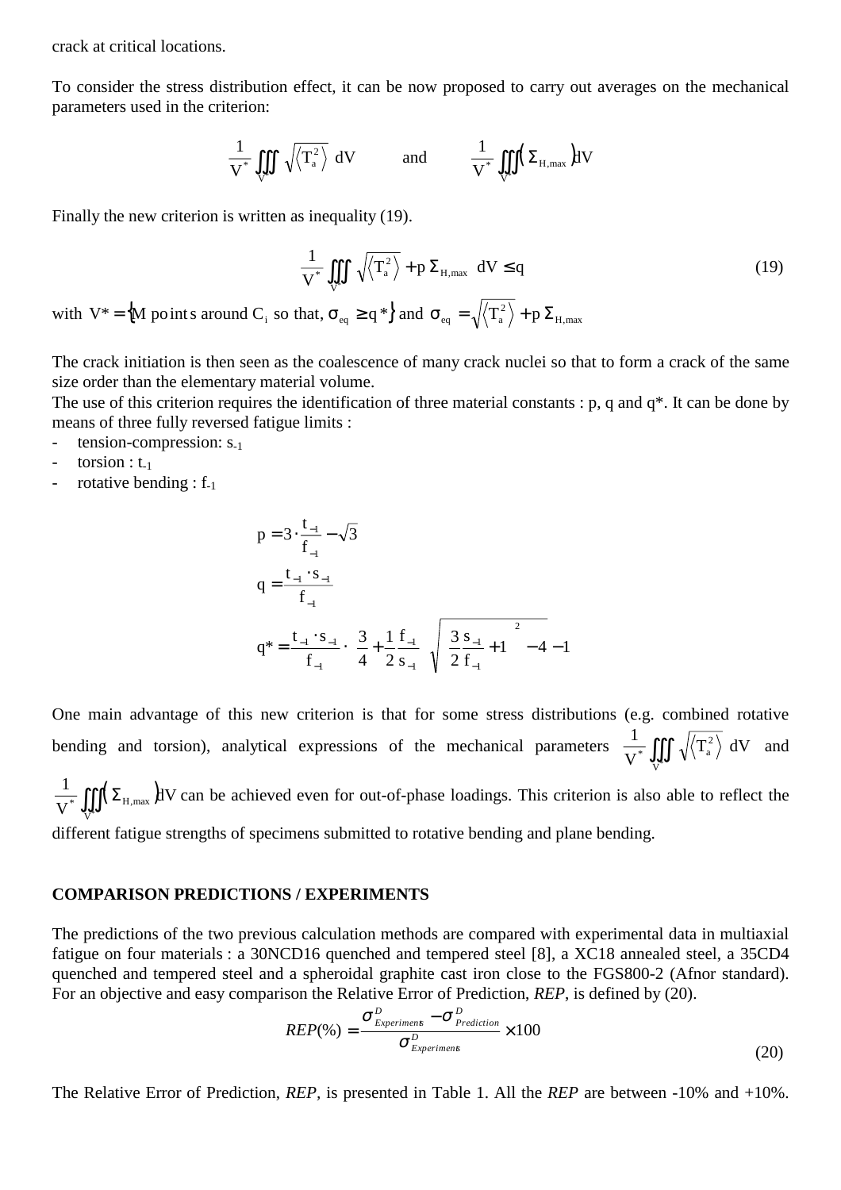crack at critical locations.

To consider the stress distribution effect, it can be now proposed to carry out averages on the mechanical parameters used in the criterion:

$$\frac{1}{V^*}\iiint_V \sqrt{\langle T_a^2 \rangle}\, dV \qquad \text{and} \qquad \frac{1}{V^*}\iiint_V \left( \Sigma_{H,max} \right) dV$$

Finally the new criterion is written as inequality (19).

$$\frac{1}{V^*}\iiint_{V^*} \sqrt{\langle T_a^2 \rangle} + p\, \Sigma_{H,max}\; dV \leq q \tag{19}$$

with $V^* = \{M \text{ points around } C_i \text{ so that, } \sigma_{eq} \geq q^*\}$ and $\sigma_{eq} = \sqrt{\langle T_a^2 \rangle} + p\, \Sigma_{H,max}$

The crack initiation is then seen as the coalescence of many crack nuclei so that to form a crack of the same size order than the elementary material volume.

The use of this criterion requires the identification of three material constants : p, q and q*. It can be done by means of three fully reversed fatigue limits :

- tension-compression: $s_{-1}$
- torsion : $t_{-1}$
- rotative bending : $f_{-1}$

$$p = 3 \cdot \frac{t_{-1}}{f_{-1}} - \sqrt{3}$$

$$q = \frac{t_{-1} \cdot s_{-1}}{f_{-1}}$$

$$q^* = \frac{t_{-1} \cdot s_{-1}}{f_{-1}} \cdot \left( \frac{3}{4} + \frac{1}{2}\frac{f_{-1}}{s_{-1}} \sqrt{\left( \frac{3}{2}\frac{s_{-1}}{f_{-1}} + 1 \right)^2 - 4} - 1 \right)$$

One main advantage of this new criterion is that for some stress distributions (e.g. combined rotative bending and torsion), analytical expressions of the mechanical parameters $\frac{1}{V^*}\iiint_V \sqrt{\langle T_a^2 \rangle}\, dV$ and $\frac{1}{V^*}\iiint_V \left( \Sigma_{H,max} \right) dV$ can be achieved even for out-of-phase loadings. This criterion is also able to reflect the different fatigue strengths of specimens submitted to rotative bending and plane bending.

## COMPARISON PREDICTIONS / EXPERIMENTS

The predictions of the two previous calculation methods are compared with experimental data in multiaxial fatigue on four materials : a 30NCD16 quenched and tempered steel [8], a XC18 annealed steel, a 35CD4 quenched and tempered steel and a spheroidal graphite cast iron close to the FGS800-2 (Afnor standard). For an objective and easy comparison the Relative Error of Prediction, *REP*, is defined by (20).

$$REP(\%) = \frac{\sigma^D_{Experiments} - \sigma^D_{Prediction}}{\sigma^D_{Experiments}} \times 100 \tag{20}$$

The Relative Error of Prediction, *REP*, is presented in Table 1. All the *REP* are between -10% and +10%.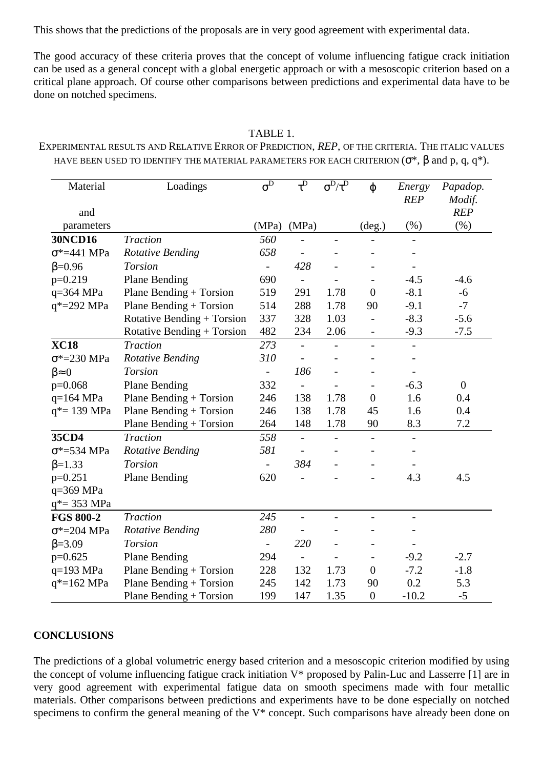This shows that the predictions of the proposals are in very good agreement with experimental data.

The good accuracy of these criteria proves that the concept of volume influencing fatigue crack initiation can be used as a general concept with a global energetic approach or with a mesoscopic criterion based on a critical plane approach. Of course other comparisons between predictions and experimental data have to be done on notched specimens.

TABLE 1.
EXPERIMENTAL RESULTS AND RELATIVE ERROR OF PREDICTION, *REP*, OF THE CRITERIA. THE ITALIC VALUES HAVE BEEN USED TO IDENTIFY THE MATERIAL PARAMETERS FOR EACH CRITERION ($\sigma^*$, $\beta$ and p, q, q*).

| Material and parameters | Loadings | $\sigma^D$ (MPa) | $\tau^D$ (MPa) | $\sigma^D/\tau^D$ | $\varphi$ (deg.) | *Energy REP* (%) | *Papadop. Modif. REP* (%) |
|---|---|---|---|---|---|---|---|
| **30NCD16** | *Traction* | *560* | - | - | - | - | |
| $\sigma^*$=441 MPa | *Rotative Bending* | *658* | - | - | - | - | |
| $\beta$=0.96 | *Torsion* | - | *428* | - | - | - | |
| p=0.219 | Plane Bending | 690 | - | - | - | -4.5 | -4.6 |
| q=364 MPa | Plane Bending + Torsion | 519 | 291 | 1.78 | 0 | -8.1 | -6 |
| q*=292 MPa | Plane Bending + Torsion | 514 | 288 | 1.78 | 90 | -9.1 | -7 |
| | Rotative Bending + Torsion | 337 | 328 | 1.03 | - | -8.3 | -5.6 |
| | Rotative Bending + Torsion | 482 | 234 | 2.06 | - | -9.3 | -7.5 |
| **XC18** | *Traction* | *273* | - | - | - | - | |
| $\sigma^*$=230 MPa | *Rotative Bending* | *310* | - | - | - | - | |
| $\beta\approx 0$ | *Torsion* | - | *186* | - | - | - | |
| p=0.068 | Plane Bending | 332 | - | - | - | -6.3 | 0 |
| q=164 MPa | Plane Bending + Torsion | 246 | 138 | 1.78 | 0 | 1.6 | 0.4 |
| q*= 139 MPa | Plane Bending + Torsion | 246 | 138 | 1.78 | 45 | 1.6 | 0.4 |
| | Plane Bending + Torsion | 264 | 148 | 1.78 | 90 | 8.3 | 7.2 |
| **35CD4** | *Traction* | *558* | - | - | - | - | |
| $\sigma^*$=534 MPa | *Rotative Bending* | *581* | - | - | - | - | |
| $\beta$=1.33 | *Torsion* | - | *384* | - | - | - | |
| p=0.251 | Plane Bending | 620 | - | - | - | 4.3 | 4.5 |
| q=369 MPa | | | | | | | |
| q*= 353 MPa | | | | | | | |
| **FGS 800-2** | *Traction* | *245* | - | - | - | - | |
| $\sigma^*$=204 MPa | *Rotative Bending* | *280* | - | - | - | - | |
| $\beta$=3.09 | *Torsion* | - | *220* | - | - | - | |
| p=0.625 | Plane Bending | 294 | - | - | - | -9.2 | -2.7 |
| q=193 MPa | Plane Bending + Torsion | 228 | 132 | 1.73 | 0 | -7.2 | -1.8 |
| q*=162 MPa | Plane Bending + Torsion | 245 | 142 | 1.73 | 90 | 0.2 | 5.3 |
| | Plane Bending + Torsion | 199 | 147 | 1.35 | 0 | -10.2 | -5 |

## CONCLUSIONS

The predictions of a global volumetric energy based criterion and a mesoscopic criterion modified by using the concept of volume influencing fatigue crack initiation V* proposed by Palin-Luc and Lasserre [1] are in very good agreement with experimental fatigue data on smooth specimens made with four metallic materials. Other comparisons between predictions and experiments have to be done especially on notched specimens to confirm the general meaning of the V* concept. Such comparisons have already been done on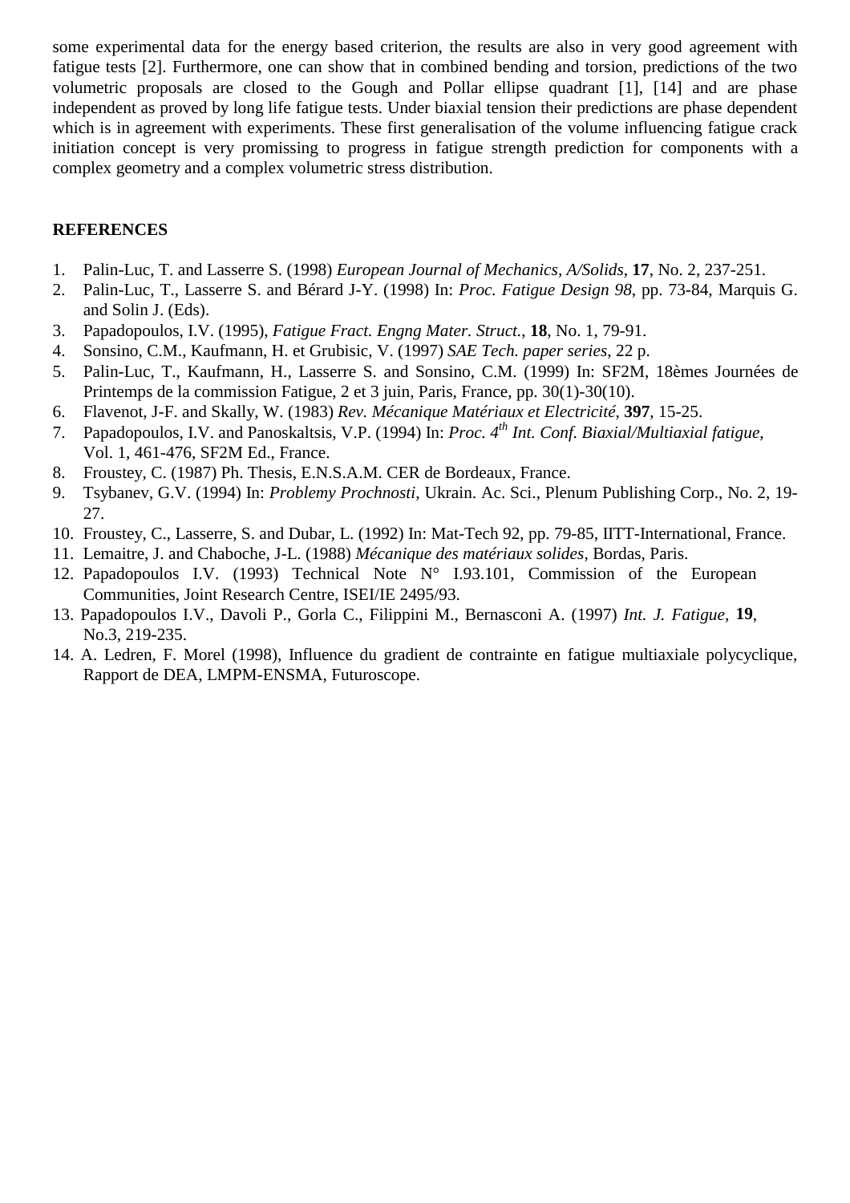some experimental data for the energy based criterion, the results are also in very good agreement with fatigue tests [2]. Furthermore, one can show that in combined bending and torsion, predictions of the two volumetric proposals are closed to the Gough and Pollar ellipse quadrant [1], [14] and are phase independent as proved by long life fatigue tests. Under biaxial tension their predictions are phase dependent which is in agreement with experiments. These first generalisation of the volume influencing fatigue crack initiation concept is very promissing to progress in fatigue strength prediction for components with a complex geometry and a complex volumetric stress distribution.

## REFERENCES

1. Palin-Luc, T. and Lasserre S. (1998) *European Journal of Mechanics, A/Solids*, **17**, No. 2, 237-251.
2. Palin-Luc, T., Lasserre S. and Bérard J-Y. (1998) In: *Proc. Fatigue Design 98*, pp. 73-84, Marquis G. and Solin J. (Eds).
3. Papadopoulos, I.V. (1995), *Fatigue Fract. Engng Mater. Struct.*, **18**, No. 1, 79-91.
4. Sonsino, C.M., Kaufmann, H. et Grubisic, V. (1997) *SAE Tech. paper series*, 22 p.
5. Palin-Luc, T., Kaufmann, H., Lasserre S. and Sonsino, C.M. (1999) In: SF2M, 18èmes Journées de Printemps de la commission Fatigue, 2 et 3 juin, Paris, France, pp. 30(1)-30(10).
6. Flavenot, J-F. and Skally, W. (1983) *Rev. Mécanique Matériaux et Electricité*, **397**, 15-25.
7. Papadopoulos, I.V. and Panoskaltsis, V.P. (1994) In: *Proc. 4th Int. Conf. Biaxial/Multiaxial fatigue*, Vol. 1, 461-476, SF2M Ed., France.
8. Froustey, C. (1987) Ph. Thesis, E.N.S.A.M. CER de Bordeaux, France.
9. Tsybanev, G.V. (1994) In: *Problemy Prochnosti*, Ukrain. Ac. Sci., Plenum Publishing Corp., No. 2, 19-27.
10. Froustey, C., Lasserre, S. and Dubar, L. (1992) In: Mat-Tech 92, pp. 79-85, IITT-International, France.
11. Lemaitre, J. and Chaboche, J-L. (1988) *Mécanique des matériaux solides*, Bordas, Paris.
12. Papadopoulos I.V. (1993) Technical Note N° I.93.101, Commission of the European Communities, Joint Research Centre, ISEI/IE 2495/93.
13. Papadopoulos I.V., Davoli P., Gorla C., Filippini M., Bernasconi A. (1997) *Int. J. Fatigue*, **19**, No.3, 219-235.
14. A. Ledren, F. Morel (1998), Influence du gradient de contrainte en fatigue multiaxiale polycyclique, Rapport de DEA, LMPM-ENSMA, Futuroscope.